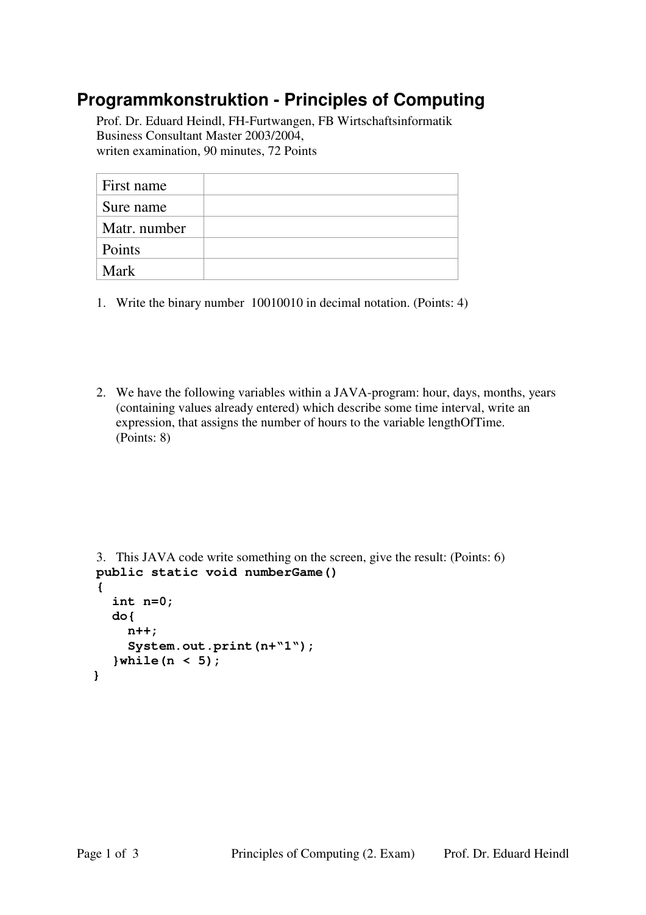# Programmkonstruktion - Principles of Computing

Prof. Dr. Eduard Heindl, FH-Furtwangen, FB Wirtschaftsinformatik
Business Consultant Master 2003/2004,
writen examination, 90 minutes, 72 Points

| First name | |
|---|---|
| Sure name | |
| Matr. number | |
| Points | |
| Mark | |

1. Write the binary number 10010010 in decimal notation. (Points: 4)

2. We have the following variables within a JAVA-program: hour, days, months, years (containing values already entered) which describe some time interval, write an expression, that assigns the number of hours to the variable lengthOfTime. (Points: 8)

3. This JAVA code write something on the screen, give the result: (Points: 6)

```
public static void numberGame()
{
  int n=0;
  do{
    n++;
    System.out.print(n+"1");
  }while(n < 5);
}
```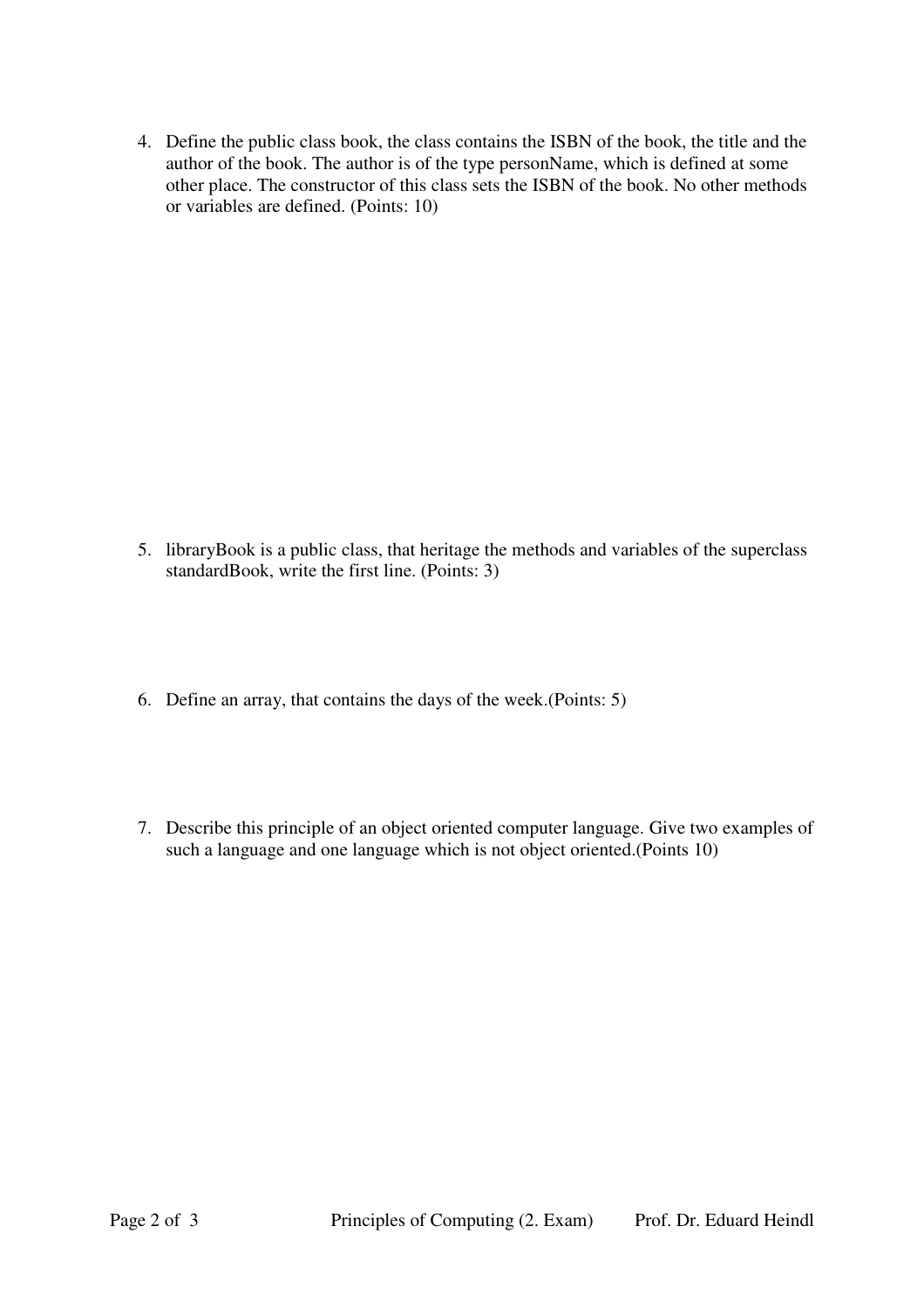4. Define the public class book, the class contains the ISBN of the book, the title and the author of the book. The author is of the type personName, which is defined at some other place. The constructor of this class sets the ISBN of the book. No other methods or variables are defined. (Points: 10)

5. libraryBook is a public class, that heritage the methods and variables of the superclass standardBook, write the first line. (Points: 3)

6. Define an array, that contains the days of the week.(Points: 5)

7. Describe this principle of an object oriented computer language. Give two examples of such a language and one language which is not object oriented.(Points 10)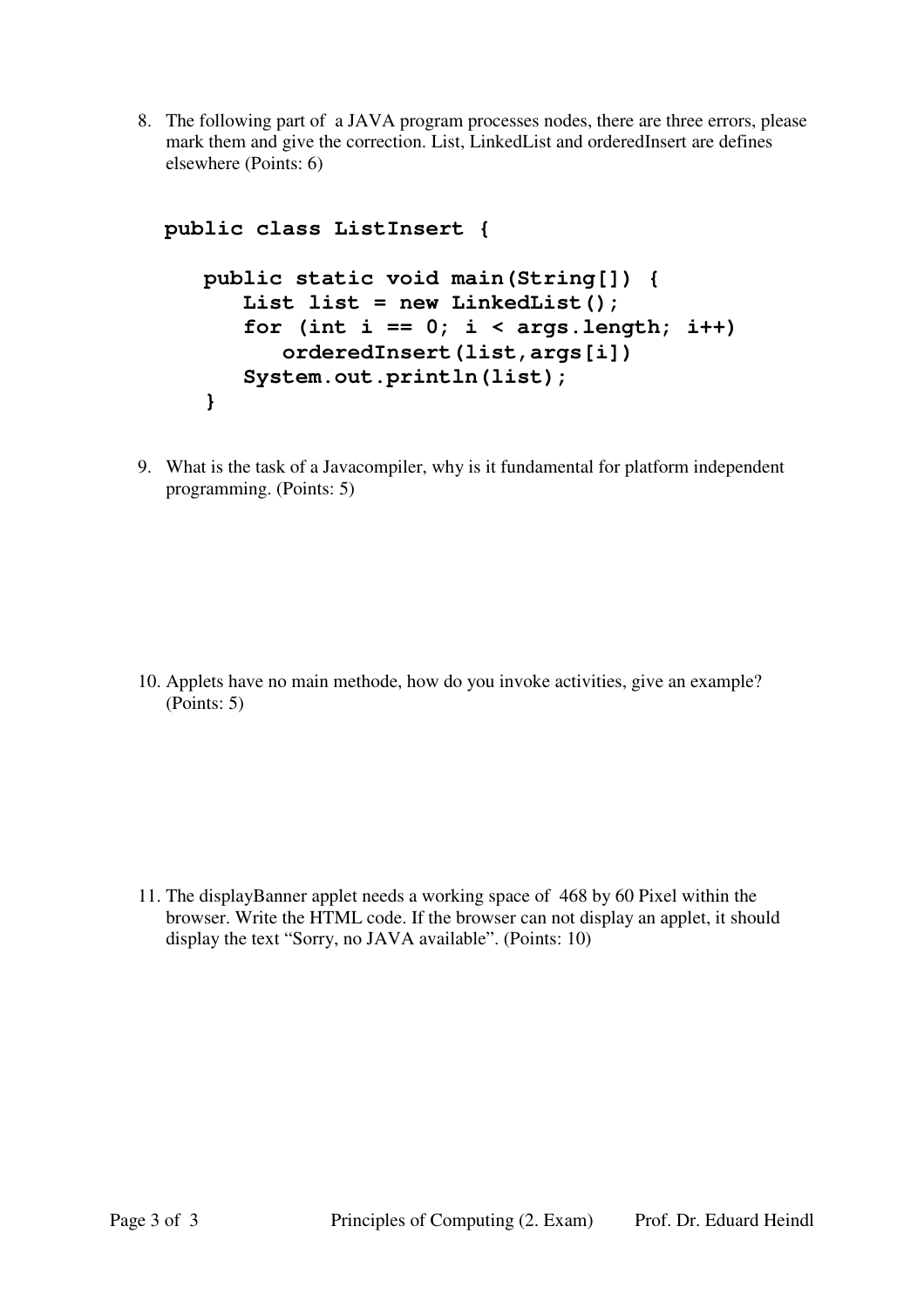8. The following part of a JAVA program processes nodes, there are three errors, please mark them and give the correction. List, LinkedList and orderedInsert are defines elsewhere (Points: 6)

```
public class ListInsert {

   public static void main(String[]) {
      List list = new LinkedList();
      for (int i == 0; i < args.length; i++)
         orderedInsert(list,args[i])
      System.out.println(list);
   }
```

9. What is the task of a Javacompiler, why is it fundamental for platform independent programming. (Points: 5)

10. Applets have no main methode, how do you invoke activities, give an example? (Points: 5)

11. The displayBanner applet needs a working space of 468 by 60 Pixel within the browser. Write the HTML code. If the browser can not display an applet, it should display the text "Sorry, no JAVA available". (Points: 10)